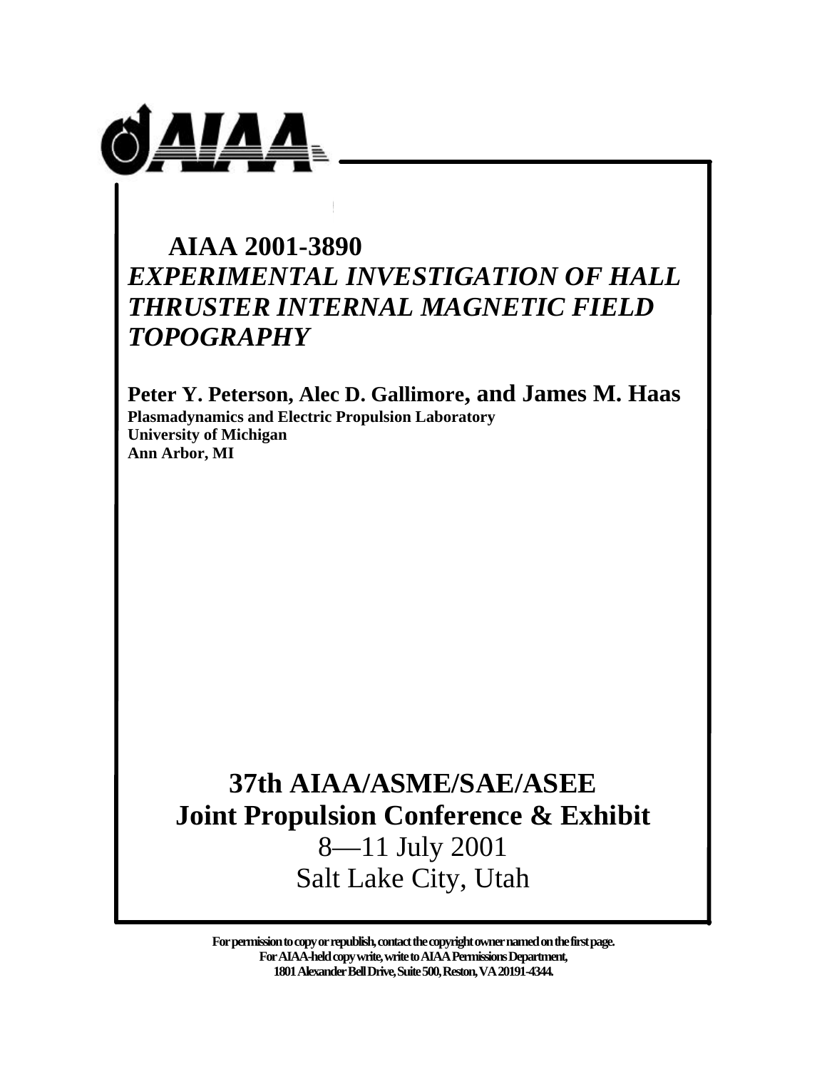**AIAA 2001-3890**

# *EXPERIMENTAL INVESTIGATION OF HALL THRUSTER INTERNAL MAGNETIC FIELD TOPOGRAPHY*

**Peter Y. Peterson, Alec D. Gallimore, and James M. Haas**
**Plasmadynamics and Electric Propulsion Laboratory**
**University of Michigan**
**Ann Arbor, MI**

## 37th AIAA/ASME/SAE/ASEE Joint Propulsion Conference & Exhibit

8—11 July 2001
Salt Lake City, Utah

For permission to copy or republish, contact the copyright owner named on the first page.
For AIAA-held copy write, write to AIAA Permissions Department,
1801 Alexander Bell Drive, Suite 500, Reston, VA 20191-4344.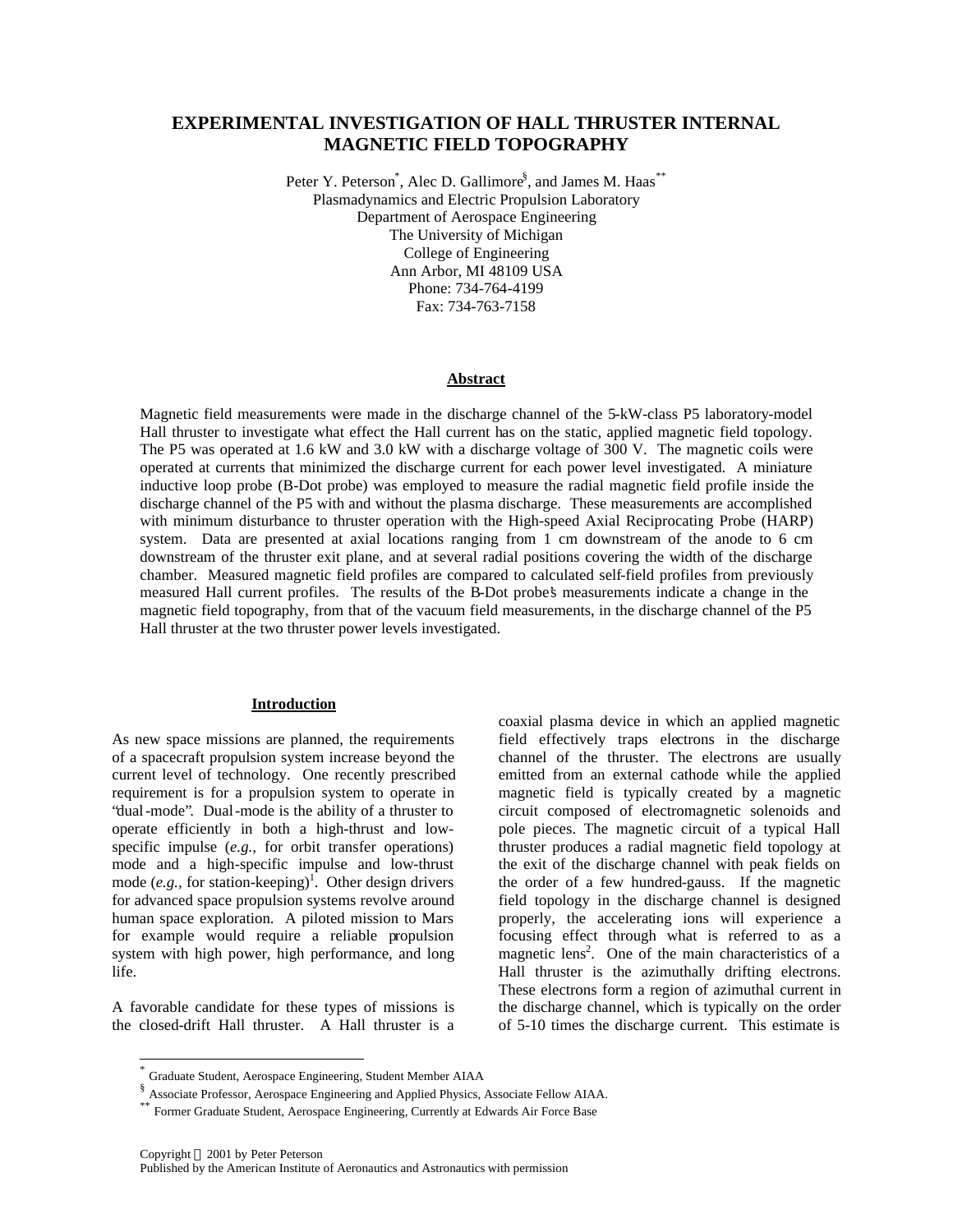# EXPERIMENTAL INVESTIGATION OF HALL THRUSTER INTERNAL MAGNETIC FIELD TOPOGRAPHY

Peter Y. Peterson[*], Alec D. Gallimore[§], and James M. Haas[**]
Plasmadynamics and Electric Propulsion Laboratory
Department of Aerospace Engineering
The University of Michigan
College of Engineering
Ann Arbor, MI 48109 USA
Phone: 734-764-4199
Fax: 734-763-7158

## Abstract

Magnetic field measurements were made in the discharge channel of the 5-kW-class P5 laboratory-model Hall thruster to investigate what effect the Hall current has on the static, applied magnetic field topology. The P5 was operated at 1.6 kW and 3.0 kW with a discharge voltage of 300 V. The magnetic coils were operated at currents that minimized the discharge current for each power level investigated. A miniature inductive loop probe (B-Dot probe) was employed to measure the radial magnetic field profile inside the discharge channel of the P5 with and without the plasma discharge. These measurements are accomplished with minimum disturbance to thruster operation with the High-speed Axial Reciprocating Probe (HARP) system. Data are presented at axial locations ranging from 1 cm downstream of the anode to 6 cm downstream of the thruster exit plane, and at several radial positions covering the width of the discharge chamber. Measured magnetic field profiles are compared to calculated self-field profiles from previously measured Hall current profiles. The results of the B-Dot probe's measurements indicate a change in the magnetic field topography, from that of the vacuum field measurements, in the discharge channel of the P5 Hall thruster at the two thruster power levels investigated.

## Introduction

As new space missions are planned, the requirements of a spacecraft propulsion system increase beyond the current level of technology. One recently prescribed requirement is for a propulsion system to operate in "dual-mode". Dual-mode is the ability of a thruster to operate efficiently in both a high-thrust and low-specific impulse (*e.g.*, for orbit transfer operations) mode and a high-specific impulse and low-thrust mode (*e.g.*, for station-keeping)[1]. Other design drivers for advanced space propulsion systems revolve around human space exploration. A piloted mission to Mars for example would require a reliable propulsion system with high power, high performance, and long life.

A favorable candidate for these types of missions is the closed-drift Hall thruster. A Hall thruster is a coaxial plasma device in which an applied magnetic field effectively traps electrons in the discharge channel of the thruster. The electrons are usually emitted from an external cathode while the applied magnetic field is typically created by a magnetic circuit composed of electromagnetic solenoids and pole pieces. The magnetic circuit of a typical Hall thruster produces a radial magnetic field topology at the exit of the discharge channel with peak fields on the order of a few hundred-gauss. If the magnetic field topology in the discharge channel is designed properly, the accelerating ions will experience a focusing effect through what is referred to as a magnetic lens[2]. One of the main characteristics of a Hall thruster is the azimuthally drifting electrons. These electrons form a region of azimuthal current in the discharge channel, which is typically on the order of 5-10 times the discharge current. This estimate is

[*] Graduate Student, Aerospace Engineering, Student Member AIAA

[§] Associate Professor, Aerospace Engineering and Applied Physics, Associate Fellow AIAA.

[**] Former Graduate Student, Aerospace Engineering, Currently at Edwards Air Force Base

Copyright © 2001 by Peter Peterson
Published by the American Institute of Aeronautics and Astronautics with permission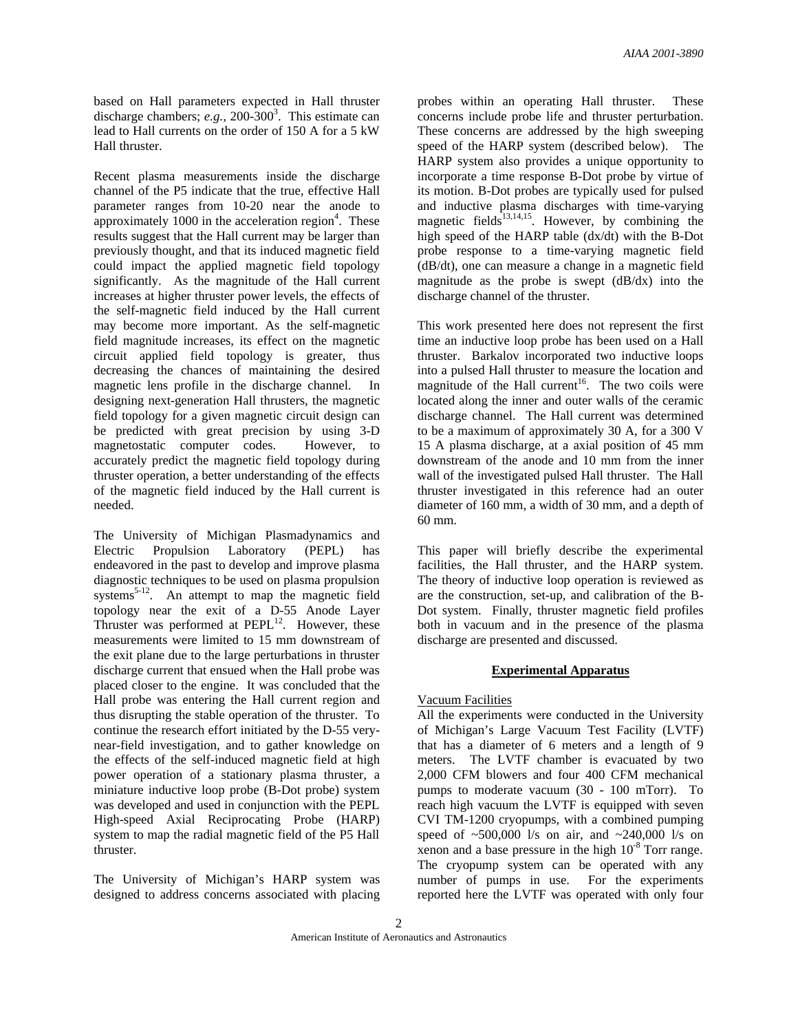based on Hall parameters expected in Hall thruster discharge chambers; *e.g.*, 200-300[3]. This estimate can lead to Hall currents on the order of 150 A for a 5 kW Hall thruster.

Recent plasma measurements inside the discharge channel of the P5 indicate that the true, effective Hall parameter ranges from 10-20 near the anode to approximately 1000 in the acceleration region[4]. These results suggest that the Hall current may be larger than previously thought, and that its induced magnetic field could impact the applied magnetic field topology significantly. As the magnitude of the Hall current increases at higher thruster power levels, the effects of the self-magnetic field induced by the Hall current may become more important. As the self-magnetic field magnitude increases, its effect on the magnetic circuit applied field topology is greater, thus decreasing the chances of maintaining the desired magnetic lens profile in the discharge channel. In designing next-generation Hall thrusters, the magnetic field topology for a given magnetic circuit design can be predicted with great precision by using 3-D magnetostatic computer codes. However, to accurately predict the magnetic field topology during thruster operation, a better understanding of the effects of the magnetic field induced by the Hall current is needed.

The University of Michigan Plasmadynamics and Electric Propulsion Laboratory (PEPL) has endeavored in the past to develop and improve plasma diagnostic techniques to be used on plasma propulsion systems[5-12]. An attempt to map the magnetic field topology near the exit of a D-55 Anode Layer Thruster was performed at PEPL[12]. However, these measurements were limited to 15 mm downstream of the exit plane due to the large perturbations in thruster discharge current that ensued when the Hall probe was placed closer to the engine. It was concluded that the Hall probe was entering the Hall current region and thus disrupting the stable operation of the thruster. To continue the research effort initiated by the D-55 very-near-field investigation, and to gather knowledge on the effects of the self-induced magnetic field at high power operation of a stationary plasma thruster, a miniature inductive loop probe (B-Dot probe) system was developed and used in conjunction with the PEPL High-speed Axial Reciprocating Probe (HARP) system to map the radial magnetic field of the P5 Hall thruster.

The University of Michigan's HARP system was designed to address concerns associated with placing probes within an operating Hall thruster. These concerns include probe life and thruster perturbation. These concerns are addressed by the high sweeping speed of the HARP system (described below). The HARP system also provides a unique opportunity to incorporate a time response B-Dot probe by virtue of its motion. B-Dot probes are typically used for pulsed and inductive plasma discharges with time-varying magnetic fields[13,14,15]. However, by combining the high speed of the HARP table (dx/dt) with the B-Dot probe response to a time-varying magnetic field (dB/dt), one can measure a change in a magnetic field magnitude as the probe is swept (dB/dx) into the discharge channel of the thruster.

This work presented here does not represent the first time an inductive loop probe has been used on a Hall thruster. Barkalov incorporated two inductive loops into a pulsed Hall thruster to measure the location and magnitude of the Hall current[16]. The two coils were located along the inner and outer walls of the ceramic discharge channel. The Hall current was determined to be a maximum of approximately 30 A, for a 300 V 15 A plasma discharge, at a axial position of 45 mm downstream of the anode and 10 mm from the inner wall of the investigated pulsed Hall thruster. The Hall thruster investigated in this reference had an outer diameter of 160 mm, a width of 30 mm, and a depth of 60 mm.

This paper will briefly describe the experimental facilities, the Hall thruster, and the HARP system. The theory of inductive loop operation is reviewed as are the construction, set-up, and calibration of the B-Dot system. Finally, thruster magnetic field profiles both in vacuum and in the presence of the plasma discharge are presented and discussed.

## Experimental Apparatus

### Vacuum Facilities

All the experiments were conducted in the University of Michigan's Large Vacuum Test Facility (LVTF) that has a diameter of 6 meters and a length of 9 meters. The LVTF chamber is evacuated by two 2,000 CFM blowers and four 400 CFM mechanical pumps to moderate vacuum (30 - 100 mTorr). To reach high vacuum the LVTF is equipped with seven CVI TM-1200 cryopumps, with a combined pumping speed of ~500,000 l/s on air, and ~240,000 l/s on xenon and a base pressure in the high $10^{-8}$ Torr range. The cryopump system can be operated with any number of pumps in use. For the experiments reported here the LVTF was operated with only four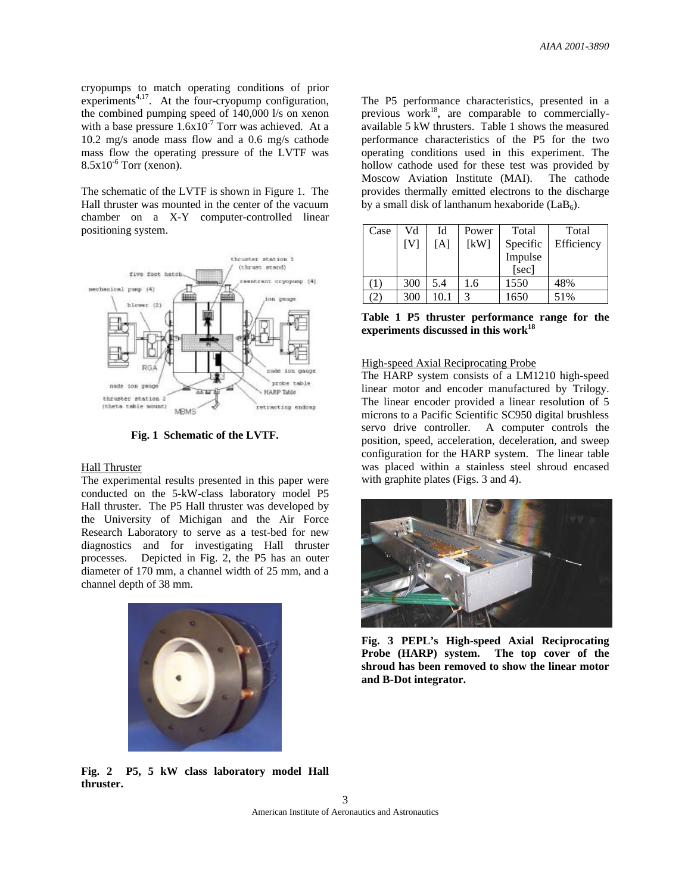cryopumps to match operating conditions of prior experiments[4,17]. At the four-cryopump configuration, the combined pumping speed of 140,000 l/s on xenon with a base pressure $1.6 \times 10^{-7}$ Torr was achieved. At a 10.2 mg/s anode mass flow and a 0.6 mg/s cathode mass flow the operating pressure of the LVTF was $8.5 \times 10^{-6}$ Torr (xenon).

The schematic of the LVTF is shown in Figure 1. The Hall thruster was mounted in the center of the vacuum chamber on a X-Y computer-controlled linear positioning system.

**Fig. 1 Schematic of the LVTF.**

### Hall Thruster

The experimental results presented in this paper were conducted on the 5-kW-class laboratory model P5 Hall thruster. The P5 Hall thruster was developed by the University of Michigan and the Air Force Research Laboratory to serve as a test-bed for new diagnostics and for investigating Hall thruster processes. Depicted in Fig. 2, the P5 has an outer diameter of 170 mm, a channel width of 25 mm, and a channel depth of 38 mm.

**Fig. 2 P5, 5 kW class laboratory model Hall thruster.**

The P5 performance characteristics, presented in a previous work[18], are comparable to commercially-available 5 kW thrusters. Table 1 shows the measured performance characteristics of the P5 for the two operating conditions used in this experiment. The hollow cathode used for these test was provided by Moscow Aviation Institute (MAI). The cathode provides thermally emitted electrons to the discharge by a small disk of lanthanum hexaboride ($LaB_6$).

| Case | Vd [V] | Id [A] | Power [kW] | Total Specific Impulse [sec] | Total Efficiency |
|---|---|---|---|---|---|
| (1) | 300 | 5.4 | 1.6 | 1550 | 48% |
| (2) | 300 | 10.1 | 3 | 1650 | 51% |

**Table 1 P5 thruster performance range for the experiments discussed in this work[18]**

### High-speed Axial Reciprocating Probe

The HARP system consists of a LM1210 high-speed linear motor and encoder manufactured by Trilogy. The linear encoder provided a linear resolution of 5 microns to a Pacific Scientific SC950 digital brushless servo drive controller. A computer controls the position, speed, acceleration, deceleration, and sweep configuration for the HARP system. The linear table was placed within a stainless steel shroud encased with graphite plates (Figs. 3 and 4).

**Fig. 3 PEPL's High-speed Axial Reciprocating Probe (HARP) system. The top cover of the shroud has been removed to show the linear motor and B-Dot integrator.**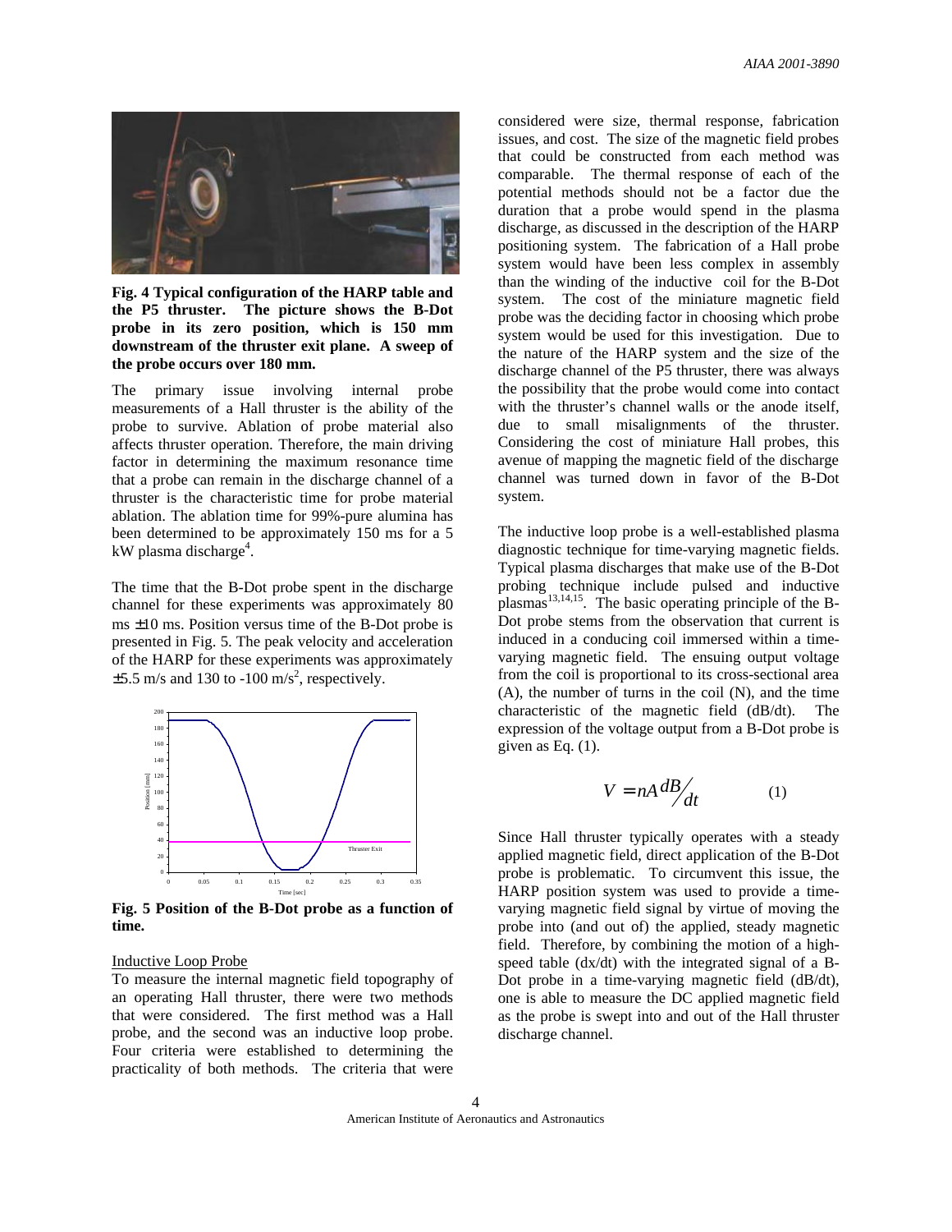**Fig. 4 Typical configuration of the HARP table and the P5 thruster. The picture shows the B-Dot probe in its zero position, which is 150 mm downstream of the thruster exit plane. A sweep of the probe occurs over 180 mm.**

The primary issue involving internal probe measurements of a Hall thruster is the ability of the probe to survive. Ablation of probe material also affects thruster operation. Therefore, the main driving factor in determining the maximum resonance time that a probe can remain in the discharge channel of a thruster is the characteristic time for probe material ablation. The ablation time for 99%-pure alumina has been determined to be approximately 150 ms for a 5 kW plasma discharge[4].

The time that the B-Dot probe spent in the discharge channel for these experiments was approximately 80 ms ±10 ms. Position versus time of the B-Dot probe is presented in Fig. 5. The peak velocity and acceleration of the HARP for these experiments was approximately ±5.5 m/s and 130 to -100 m/s$^2$, respectively.

Position [mm]

0
20
40
60
80
100
120
140
160
180
200

Time [sec]

0
0.05
0.1
0.15
0.2
0.25
0.3
0.35

Thruster Exit

**Fig. 5 Position of the B-Dot probe as a function of time.**

### Inductive Loop Probe

To measure the internal magnetic field topography of an operating Hall thruster, there were two methods that were considered. The first method was a Hall probe, and the second was an inductive loop probe. Four criteria were established to determining the practicality of both methods. The criteria that were considered were size, thermal response, fabrication issues, and cost. The size of the magnetic field probes that could be constructed from each method was comparable. The thermal response of each of the potential methods should not be a factor due the duration that a probe would spend in the plasma discharge, as discussed in the description of the HARP positioning system. The fabrication of a Hall probe system would have been less complex in assembly than the winding of the inductive coil for the B-Dot system. The cost of the miniature magnetic field probe was the deciding factor in choosing which probe system would be used for this investigation. Due to the nature of the HARP system and the size of the discharge channel of the P5 thruster, there was always the possibility that the probe would come into contact with the thruster's channel walls or the anode itself, due to small misalignments of the thruster. Considering the cost of miniature Hall probes, this avenue of mapping the magnetic field of the discharge channel was turned down in favor of the B-Dot system.

The inductive loop probe is a well-established plasma diagnostic technique for time-varying magnetic fields. Typical plasma discharges that make use of the B-Dot probing technique include pulsed and inductive plasmas[13,14,15]. The basic operating principle of the B-Dot probe stems from the observation that current is induced in a conducing coil immersed within a time-varying magnetic field. The ensuing output voltage from the coil is proportional to its cross-sectional area (A), the number of turns in the coil (N), and the time characteristic of the magnetic field (dB/dt). The expression of the voltage output from a B-Dot probe is given as Eq. (1).

$$V = nA\, {dB}/{dt} \qquad (1)$$

Since Hall thruster typically operates with a steady applied magnetic field, direct application of the B-Dot probe is problematic. To circumvent this issue, the HARP position system was used to provide a time-varying magnetic field signal by virtue of moving the probe into (and out of) the applied, steady magnetic field. Therefore, by combining the motion of a high-speed table (dx/dt) with the integrated signal of a B-Dot probe in a time-varying magnetic field (dB/dt), one is able to measure the DC applied magnetic field as the probe is swept into and out of the Hall thruster discharge channel.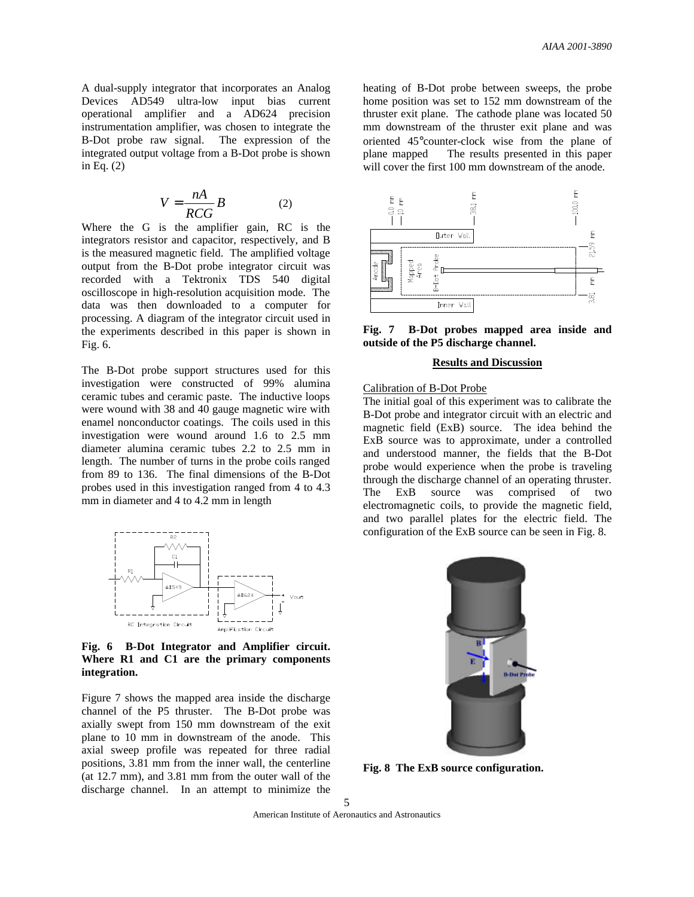A dual-supply integrator that incorporates an Analog Devices AD549 ultra-low input bias current operational amplifier and a AD624 precision instrumentation amplifier, was chosen to integrate the B-Dot probe raw signal. The expression of the integrated output voltage from a B-Dot probe is shown in Eq. (2)

$$V = \frac{nA}{RCG} B \qquad (2)$$

Where the G is the amplifier gain, RC is the integrators resistor and capacitor, respectively, and B is the measured magnetic field. The amplified voltage output from the B-Dot probe integrator circuit was recorded with a Tektronix TDS 540 digital oscilloscope in high-resolution acquisition mode. The data was then downloaded to a computer for processing. A diagram of the integrator circuit used in the experiments described in this paper is shown in Fig. 6.

The B-Dot probe support structures used for this investigation were constructed of 99% alumina ceramic tubes and ceramic paste. The inductive loops were wound with 38 and 40 gauge magnetic wire with enamel nonconductor coatings. The coils used in this investigation were wound around 1.6 to 2.5 mm diameter alumina ceramic tubes 2.2 to 2.5 mm in length. The number of turns in the probe coils ranged from 89 to 136. The final dimensions of the B-Dot probes used in this investigation ranged from 4 to 4.3 mm in diameter and 4 to 4.2 mm in length

**Fig. 6 B-Dot Integrator and Amplifier circuit. Where R1 and C1 are the primary components integration.**

Figure 7 shows the mapped area inside the discharge channel of the P5 thruster. The B-Dot probe was axially swept from 150 mm downstream of the exit plane to 10 mm in downstream of the anode. This axial sweep profile was repeated for three radial positions, 3.81 mm from the inner wall, the centerline (at 12.7 mm), and 3.81 mm from the outer wall of the discharge channel. In an attempt to minimize the heating of B-Dot probe between sweeps, the probe home position was set to 152 mm downstream of the thruster exit plane. The cathode plane was located 50 mm downstream of the thruster exit plane and was oriented 45°counter-clock wise from the plane of plane mapped The results presented in this paper will cover the first 100 mm downstream of the anode.

**Fig. 7 B-Dot probes mapped area inside and outside of the P5 discharge channel.**

## Results and Discussion

Calibration of B-Dot Probe

The initial goal of this experiment was to calibrate the B-Dot probe and integrator circuit with an electric and magnetic field (ExB) source. The idea behind the ExB source was to approximate, under a controlled and understood manner, the fields that the B-Dot probe would experience when the probe is traveling through the discharge channel of an operating thruster. The ExB source was comprised of two electromagnetic coils, to provide the magnetic field, and two parallel plates for the electric field. The configuration of the ExB source can be seen in Fig. 8.

**Fig. 8 The ExB source configuration.**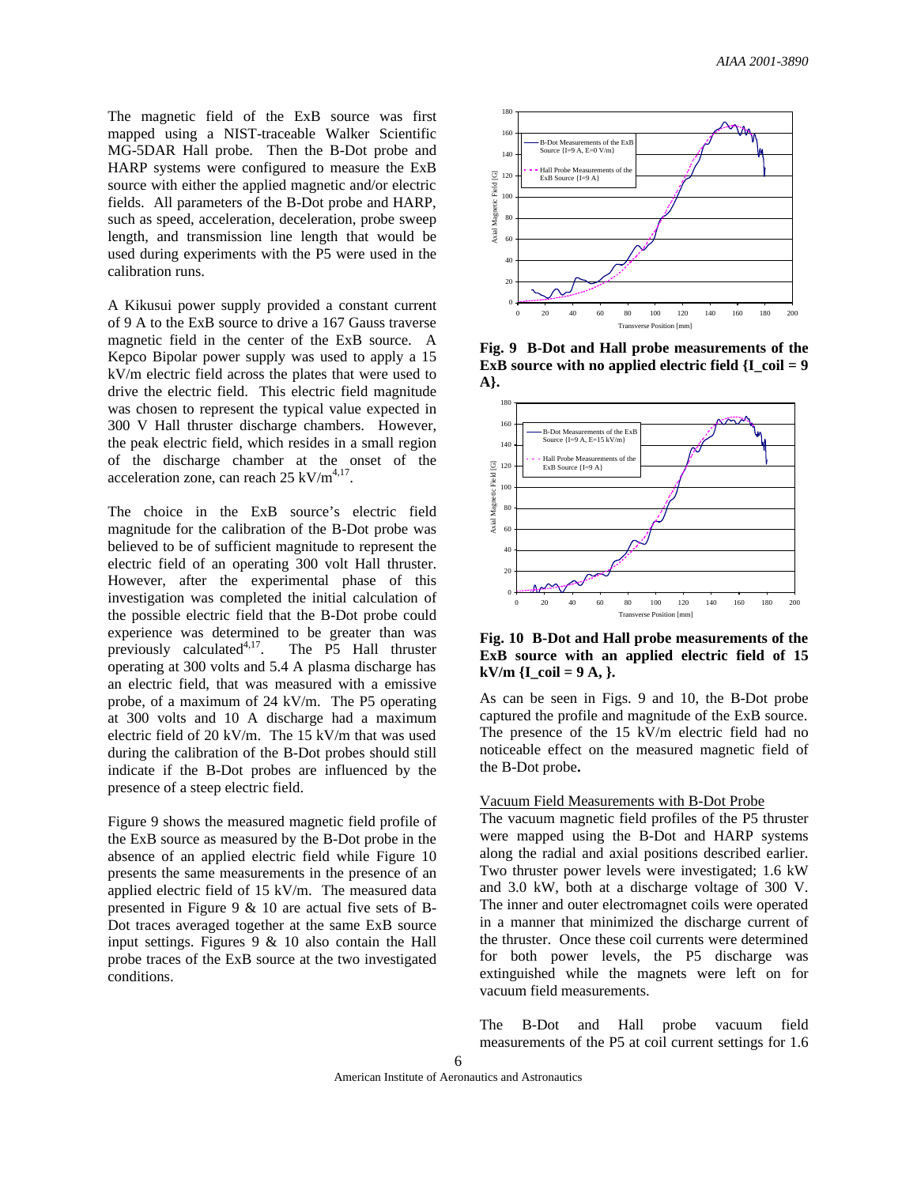The magnetic field of the ExB source was first mapped using a NIST-traceable Walker Scientific MG-5DAR Hall probe. Then the B-Dot probe and HARP systems were configured to measure the ExB source with either the applied magnetic and/or electric fields. All parameters of the B-Dot probe and HARP, such as speed, acceleration, deceleration, probe sweep length, and transmission line length that would be used during experiments with the P5 were used in the calibration runs.

A Kikusui power supply provided a constant current of 9 A to the ExB source to drive a 167 Gauss traverse magnetic field in the center of the ExB source. A Kepco Bipolar power supply was used to apply a 15 kV/m electric field across the plates that were used to drive the electric field. This electric field magnitude was chosen to represent the typical value expected in 300 V Hall thruster discharge chambers. However, the peak electric field, which resides in a small region of the discharge chamber at the onset of the acceleration zone, can reach 25 kV/m[4,17].

The choice in the ExB source's electric field magnitude for the calibration of the B-Dot probe was believed to be of sufficient magnitude to represent the electric field of an operating 300 volt Hall thruster. However, after the experimental phase of this investigation was completed the initial calculation of the possible electric field that the B-Dot probe could experience was determined to be greater than was previously calculated[4,17]. The P5 Hall thruster operating at 300 volts and 5.4 A plasma discharge has an electric field, that was measured with a emissive probe, of a maximum of 24 kV/m. The P5 operating at 300 volts and 10 A discharge had a maximum electric field of 20 kV/m. The 15 kV/m that was used during the calibration of the B-Dot probes should still indicate if the B-Dot probes are influenced by the presence of a steep electric field.

Figure 9 shows the measured magnetic field profile of the ExB source as measured by the B-Dot probe in the absence of an applied electric field while Figure 10 presents the same measurements in the presence of an applied electric field of 15 kV/m. The measured data presented in Figure 9 & 10 are actual five sets of B-Dot traces averaged together at the same ExB source input settings. Figures 9 & 10 also contain the Hall probe traces of the ExB source at the two investigated conditions.

**Fig. 9 B-Dot and Hall probe measurements of the ExB source with no applied electric field {I_coil = 9 A}.**

**Fig. 10 B-Dot and Hall probe measurements of the ExB source with an applied electric field of 15 kV/m {I_coil = 9 A, }.**

As can be seen in Figs. 9 and 10, the B-Dot probe captured the profile and magnitude of the ExB source. The presence of the 15 kV/m electric field had no noticeable effect on the measured magnetic field of the B-Dot probe.

### Vacuum Field Measurements with B-Dot Probe

The vacuum magnetic field profiles of the P5 thruster were mapped using the B-Dot and HARP systems along the radial and axial positions described earlier. Two thruster power levels were investigated; 1.6 kW and 3.0 kW, both at a discharge voltage of 300 V. The inner and outer electromagnet coils were operated in a manner that minimized the discharge current of the thruster. Once these coil currents were determined for both power levels, the P5 discharge was extinguished while the magnets were left on for vacuum field measurements.

The B-Dot and Hall probe vacuum field measurements of the P5 at coil current settings for 1.6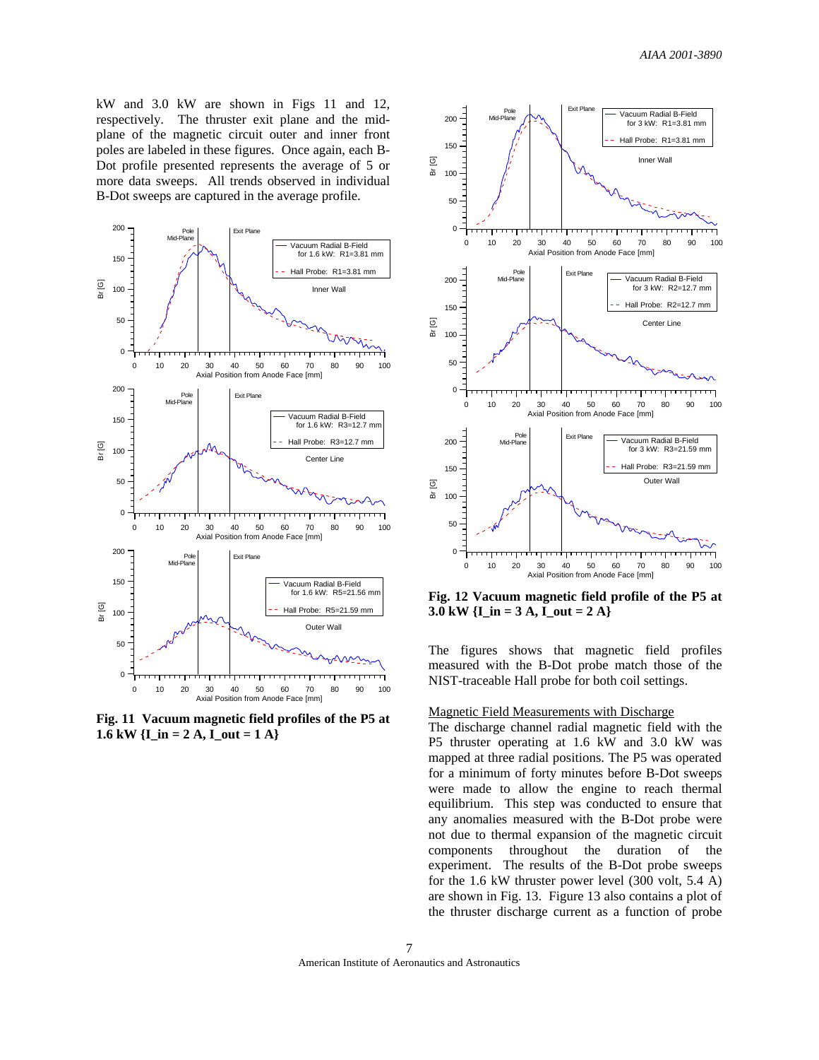kW and 3.0 kW are shown in Figs 11 and 12, respectively. The thruster exit plane and the mid-plane of the magnetic circuit outer and inner front poles are labeled in these figures. Once again, each B-Dot profile presented represents the average of 5 or more data sweeps. All trends observed in individual B-Dot sweeps are captured in the average profile.

**Fig. 11 Vacuum magnetic field profiles of the P5 at 1.6 kW {I_in = 2 A, I_out = 1 A}**

**Fig. 12 Vacuum magnetic field profile of the P5 at 3.0 kW {I_in = 3 A, I_out = 2 A}**

The figures shows that magnetic field profiles measured with the B-Dot probe match those of the NIST-traceable Hall probe for both coil settings.

Magnetic Field Measurements with Discharge

The discharge channel radial magnetic field with the P5 thruster operating at 1.6 kW and 3.0 kW was mapped at three radial positions. The P5 was operated for a minimum of forty minutes before B-Dot sweeps were made to allow the engine to reach thermal equilibrium. This step was conducted to ensure that any anomalies measured with the B-Dot probe were not due to thermal expansion of the magnetic circuit components throughout the duration of the experiment. The results of the B-Dot probe sweeps for the 1.6 kW thruster power level (300 volt, 5.4 A) are shown in Fig. 13. Figure 13 also contains a plot of the thruster discharge current as a function of probe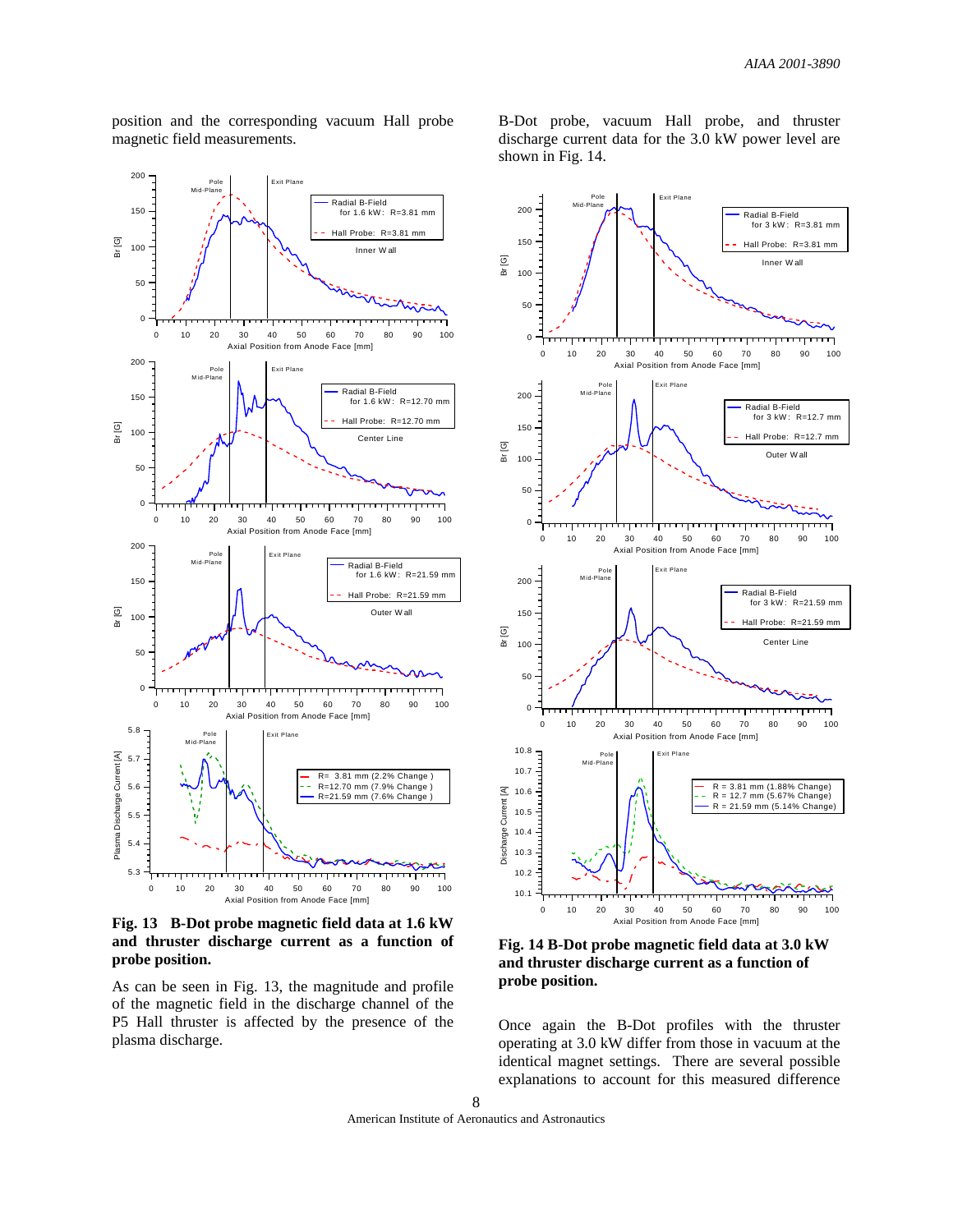position and the corresponding vacuum Hall probe magnetic field measurements.

**Fig. 13 B-Dot probe magnetic field data at 1.6 kW and thruster discharge current as a function of probe position.**

As can be seen in Fig. 13, the magnitude and profile of the magnetic field in the discharge channel of the P5 Hall thruster is affected by the presence of the plasma discharge.

B-Dot probe, vacuum Hall probe, and thruster discharge current data for the 3.0 kW power level are shown in Fig. 14.

**Fig. 14 B-Dot probe magnetic field data at 3.0 kW and thruster discharge current as a function of probe position.**

Once again the B-Dot profiles with the thruster operating at 3.0 kW differ from those in vacuum at the identical magnet settings. There are several possible explanations to account for this measured difference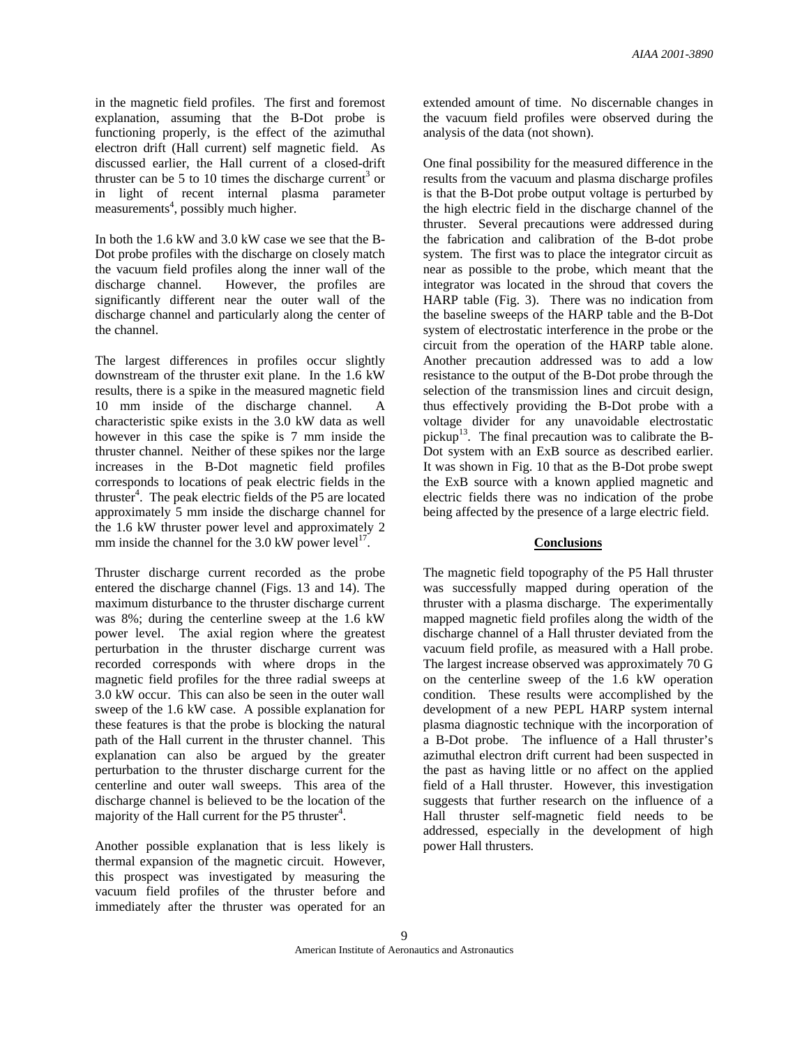in the magnetic field profiles. The first and foremost explanation, assuming that the B-Dot probe is functioning properly, is the effect of the azimuthal electron drift (Hall current) self magnetic field. As discussed earlier, the Hall current of a closed-drift thruster can be 5 to 10 times the discharge current[3] or in light of recent internal plasma parameter measurements[4], possibly much higher.

In both the 1.6 kW and 3.0 kW case we see that the B-Dot probe profiles with the discharge on closely match the vacuum field profiles along the inner wall of the discharge channel. However, the profiles are significantly different near the outer wall of the discharge channel and particularly along the center of the channel.

The largest differences in profiles occur slightly downstream of the thruster exit plane. In the 1.6 kW results, there is a spike in the measured magnetic field 10 mm inside of the discharge channel. A characteristic spike exists in the 3.0 kW data as well however in this case the spike is 7 mm inside the thruster channel. Neither of these spikes nor the large increases in the B-Dot magnetic field profiles corresponds to locations of peak electric fields in the thruster[4]. The peak electric fields of the P5 are located approximately 5 mm inside the discharge channel for the 1.6 kW thruster power level and approximately 2 mm inside the channel for the 3.0 kW power level[17].

Thruster discharge current recorded as the probe entered the discharge channel (Figs. 13 and 14). The maximum disturbance to the thruster discharge current was 8%; during the centerline sweep at the 1.6 kW power level. The axial region where the greatest perturbation in the thruster discharge current was recorded corresponds with where drops in the magnetic field profiles for the three radial sweeps at 3.0 kW occur. This can also be seen in the outer wall sweep of the 1.6 kW case. A possible explanation for these features is that the probe is blocking the natural path of the Hall current in the thruster channel. This explanation can also be argued by the greater perturbation to the thruster discharge current for the centerline and outer wall sweeps. This area of the discharge channel is believed to be the location of the majority of the Hall current for the P5 thruster[4].

Another possible explanation that is less likely is thermal expansion of the magnetic circuit. However, this prospect was investigated by measuring the vacuum field profiles of the thruster before and immediately after the thruster was operated for an extended amount of time. No discernable changes in the vacuum field profiles were observed during the analysis of the data (not shown).

One final possibility for the measured difference in the results from the vacuum and plasma discharge profiles is that the B-Dot probe output voltage is perturbed by the high electric field in the discharge channel of the thruster. Several precautions were addressed during the fabrication and calibration of the B-dot probe system. The first was to place the integrator circuit as near as possible to the probe, which meant that the integrator was located in the shroud that covers the HARP table (Fig. 3). There was no indication from the baseline sweeps of the HARP table and the B-Dot system of electrostatic interference in the probe or the circuit from the operation of the HARP table alone. Another precaution addressed was to add a low resistance to the output of the B-Dot probe through the selection of the transmission lines and circuit design, thus effectively providing the B-Dot probe with a voltage divider for any unavoidable electrostatic pickup[13]. The final precaution was to calibrate the B-Dot system with an ExB source as described earlier. It was shown in Fig. 10 that as the B-Dot probe swept the ExB source with a known applied magnetic and electric fields there was no indication of the probe being affected by the presence of a large electric field.

## Conclusions

The magnetic field topography of the P5 Hall thruster was successfully mapped during operation of the thruster with a plasma discharge. The experimentally mapped magnetic field profiles along the width of the discharge channel of a Hall thruster deviated from the vacuum field profile, as measured with a Hall probe. The largest increase observed was approximately 70 G on the centerline sweep of the 1.6 kW operation condition. These results were accomplished by the development of a new PEPL HARP system internal plasma diagnostic technique with the incorporation of a B-Dot probe. The influence of a Hall thruster's azimuthal electron drift current had been suspected in the past as having little or no affect on the applied field of a Hall thruster. However, this investigation suggests that further research on the influence of a Hall thruster self-magnetic field needs to be addressed, especially in the development of high power Hall thrusters.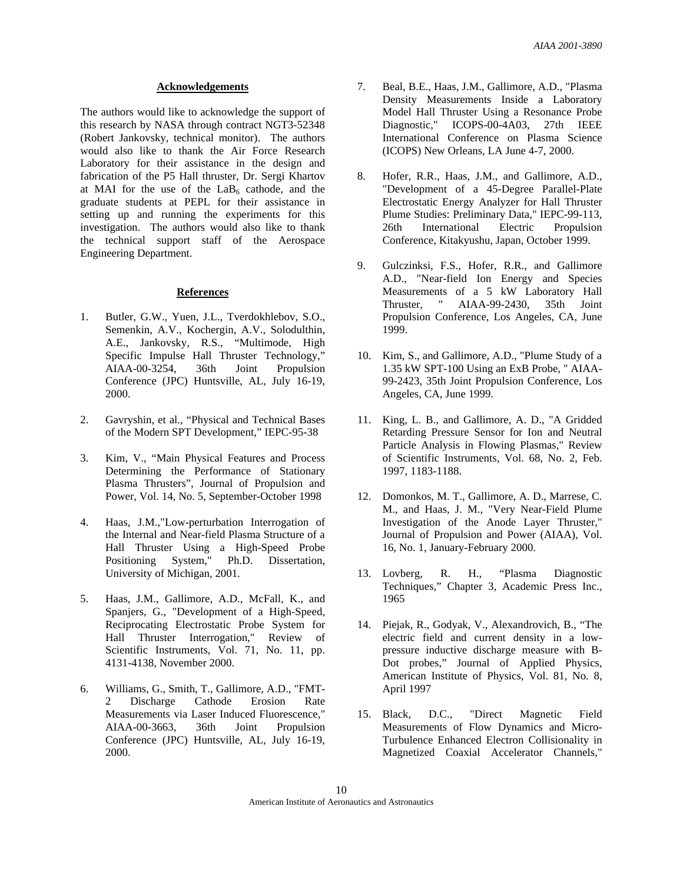## Acknowledgements

The authors would like to acknowledge the support of this research by NASA through contract NGT3-52348 (Robert Jankovsky, technical monitor). The authors would also like to thank the Air Force Research Laboratory for their assistance in the design and fabrication of the P5 Hall thruster, Dr. Sergi Khartov at MAI for the use of the $LaB_6$ cathode, and the graduate students at PEPL for their assistance in setting up and running the experiments for this investigation. The authors would also like to thank the technical support staff of the Aerospace Engineering Department.

## References

1. Butler, G.W., Yuen, J.L., Tverdokhlebov, S.O., Semenkin, A.V., Kochergin, A.V., Solodulthin, A.E., Jankovsky, R.S., "Multimode, High Specific Impulse Hall Thruster Technology," AIAA-00-3254, 36th Joint Propulsion Conference (JPC) Huntsville, AL, July 16-19, 2000.

2. Gavryshin, et al., "Physical and Technical Bases of the Modern SPT Development," IEPC-95-38

3. Kim, V., "Main Physical Features and Process Determining the Performance of Stationary Plasma Thrusters", Journal of Propulsion and Power, Vol. 14, No. 5, September-October 1998

4. Haas, J.M.,"Low-perturbation Interrogation of the Internal and Near-field Plasma Structure of a Hall Thruster Using a High-Speed Probe Positioning System," Ph.D. Dissertation, University of Michigan, 2001.

5. Haas, J.M., Gallimore, A.D., McFall, K., and Spanjers, G., "Development of a High-Speed, Reciprocating Electrostatic Probe System for Hall Thruster Interrogation," Review of Scientific Instruments, Vol. 71, No. 11, pp. 4131-4138, November 2000.

6. Williams, G., Smith, T., Gallimore, A.D., "FMT-2 Discharge Cathode Erosion Rate Measurements via Laser Induced Fluorescence," AIAA-00-3663, 36th Joint Propulsion Conference (JPC) Huntsville, AL, July 16-19, 2000.

7. Beal, B.E., Haas, J.M., Gallimore, A.D., "Plasma Density Measurements Inside a Laboratory Model Hall Thruster Using a Resonance Probe Diagnostic," ICOPS-00-4A03, 27th IEEE International Conference on Plasma Science (ICOPS) New Orleans, LA June 4-7, 2000.

8. Hofer, R.R., Haas, J.M., and Gallimore, A.D., "Development of a 45-Degree Parallel-Plate Electrostatic Energy Analyzer for Hall Thruster Plume Studies: Preliminary Data," IEPC-99-113, 26th International Electric Propulsion Conference, Kitakyushu, Japan, October 1999.

9. Gulczinksi, F.S., Hofer, R.R., and Gallimore A.D., "Near-field Ion Energy and Species Measurements of a 5 kW Laboratory Hall Thruster, " AIAA-99-2430, 35th Joint Propulsion Conference, Los Angeles, CA, June 1999.

10. Kim, S., and Gallimore, A.D., "Plume Study of a 1.35 kW SPT-100 Using an ExB Probe, " AIAA-99-2423, 35th Joint Propulsion Conference, Los Angeles, CA, June 1999.

11. King, L. B., and Gallimore, A. D., "A Gridded Retarding Pressure Sensor for Ion and Neutral Particle Analysis in Flowing Plasmas," Review of Scientific Instruments, Vol. 68, No. 2, Feb. 1997, 1183-1188.

12. Domonkos, M. T., Gallimore, A. D., Marrese, C. M., and Haas, J. M., "Very Near-Field Plume Investigation of the Anode Layer Thruster," Journal of Propulsion and Power (AIAA), Vol. 16, No. 1, January-February 2000.

13. Lovberg, R. H., "Plasma Diagnostic Techniques," Chapter 3, Academic Press Inc., 1965

14. Piejak, R., Godyak, V., Alexandrovich, B., "The electric field and current density in a low-pressure inductive discharge measure with B-Dot probes," Journal of Applied Physics, American Institute of Physics, Vol. 81, No. 8, April 1997

15. Black, D.C., "Direct Magnetic Field Measurements of Flow Dynamics and Micro-Turbulence Enhanced Electron Collisionality in Magnetized Coaxial Accelerator Channels,"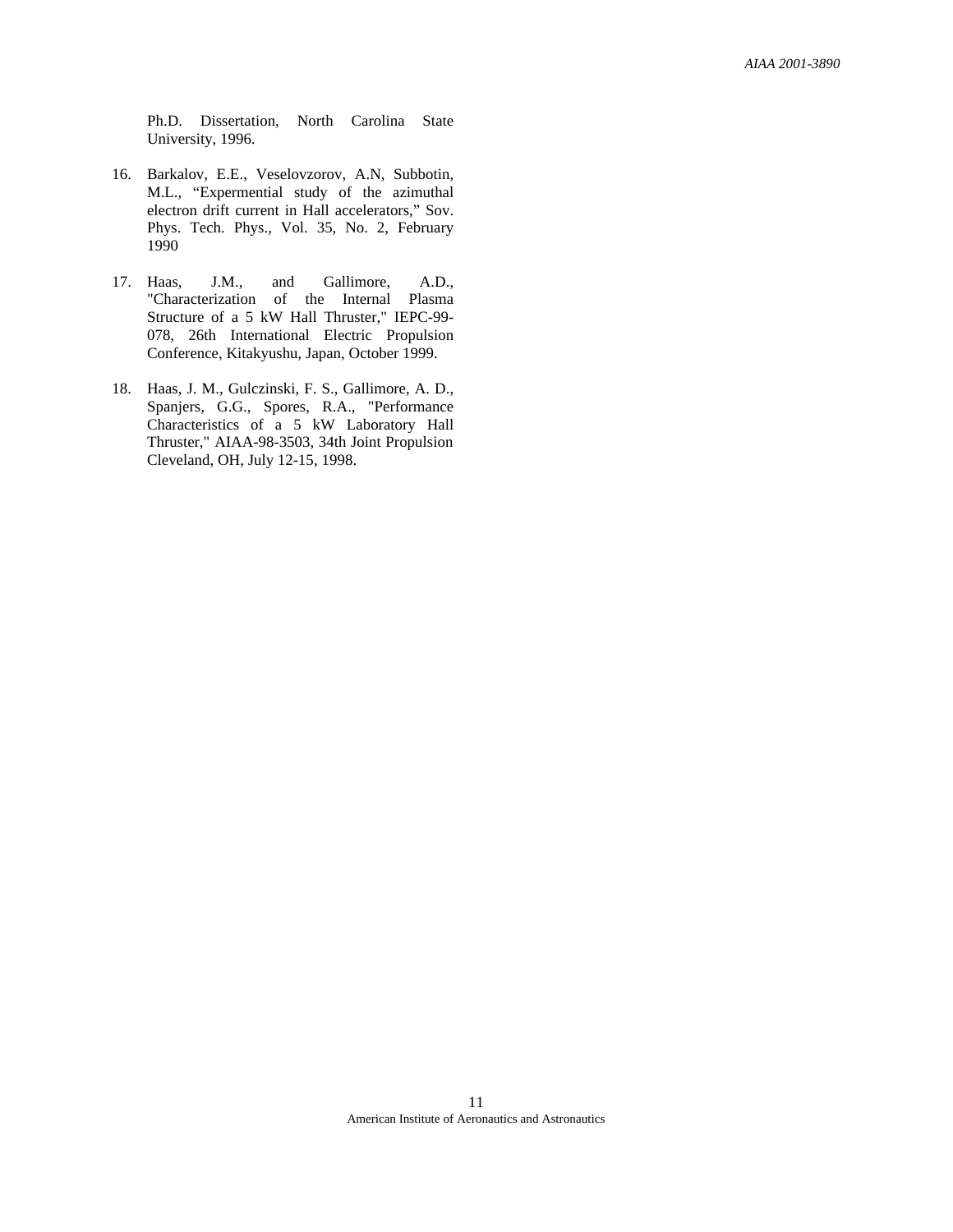Ph.D. Dissertation, North Carolina State University, 1996.

16. Barkalov, E.E., Veselovzorov, A.N, Subbotin, M.L., “Expermential study of the azimuthal electron drift current in Hall accelerators,” Sov. Phys. Tech. Phys., Vol. 35, No. 2, February 1990

17. Haas, J.M., and Gallimore, A.D., "Characterization of the Internal Plasma Structure of a 5 kW Hall Thruster," IEPC-99-078, 26th International Electric Propulsion Conference, Kitakyushu, Japan, October 1999.

18. Haas, J. M., Gulczinski, F. S., Gallimore, A. D., Spanjers, G.G., Spores, R.A., "Performance Characteristics of a 5 kW Laboratory Hall Thruster," AIAA-98-3503, 34th Joint Propulsion Cleveland, OH, July 12-15, 1998.